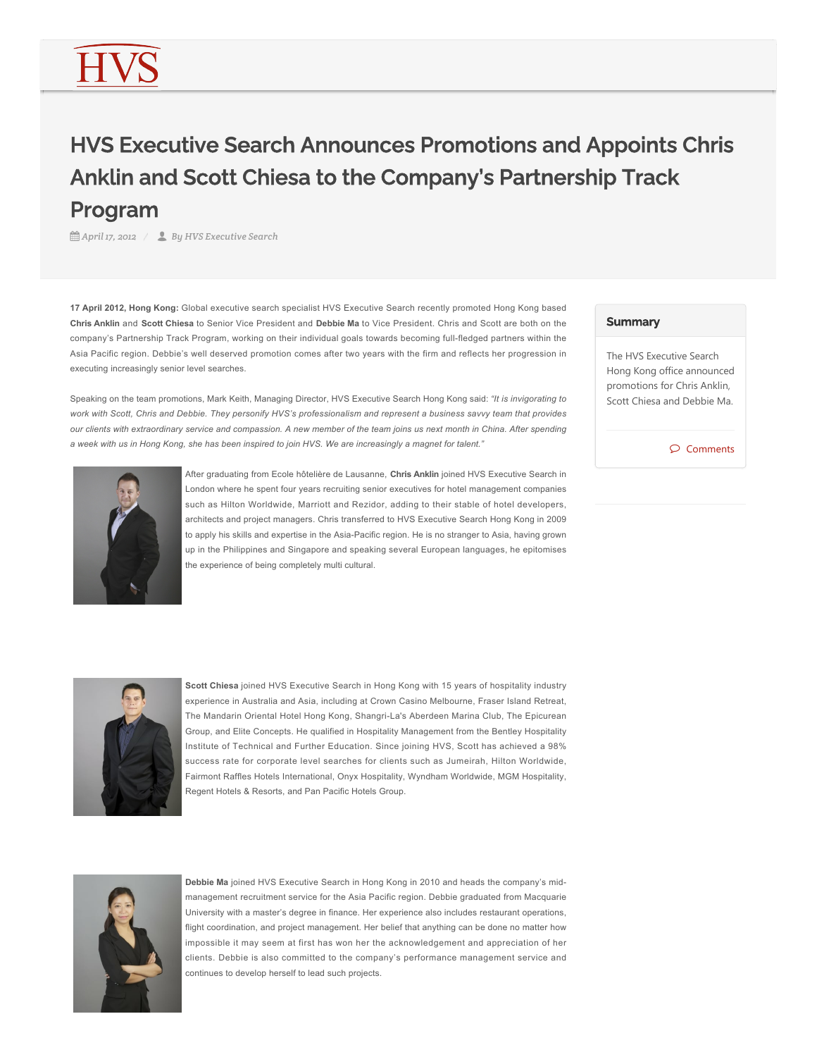HVS

# HVS Executive Search Announces Promotions and Appoints Chris Anklin and Scott Chiesa to the Company's Partnership Track Program

April 17, 2012 / By HVS Executive Search

**17 April 2012, Hong Kong:** Global executive search specialist HVS Executive Search recently promoted Hong Kong based **Chris Anklin** and **Scott Chiesa** to Senior Vice President and **Debbie Ma** to Vice President. Chris and Scott are both on the company's Partnership Track Program, working on their individual goals towards becoming full-fledged partners within the Asia Pacific region. Debbie's well deserved promotion comes after two years with the firm and reflects her progression in executing increasingly senior level searches.

Speaking on the team promotions, Mark Keith, Managing Director, HVS Executive Search Hong Kong said: *"It is invigorating to work with Scott, Chris and Debbie. They personify HVS's professionalism and represent a business savvy team that provides our clients with extraordinary service and compassion. A new member of the team joins us next month in China. After spending a week with us in Hong Kong, she has been inspired to join HVS. We are increasingly a magnet for talent."*

After graduating from Ecole hôtelière de Lausanne, **Chris Anklin** joined HVS Executive Search in London where he spent four years recruiting senior executives for hotel management companies such as Hilton Worldwide, Marriott and Rezidor, adding to their stable of hotel developers, architects and project managers. Chris transferred to HVS Executive Search Hong Kong in 2009 to apply his skills and expertise in the Asia-Pacific region. He is no stranger to Asia, having grown up in the Philippines and Singapore and speaking several European languages, he epitomises the experience of being completely multi cultural.

**Scott Chiesa** joined HVS Executive Search in Hong Kong with 15 years of hospitality industry experience in Australia and Asia, including at Crown Casino Melbourne, Fraser Island Retreat, The Mandarin Oriental Hotel Hong Kong, Shangri-La's Aberdeen Marina Club, The Epicurean Group, and Elite Concepts. He qualified in Hospitality Management from the Bentley Hospitality Institute of Technical and Further Education. Since joining HVS, Scott has achieved a 98% success rate for corporate level searches for clients such as Jumeirah, Hilton Worldwide, Fairmont Raffles Hotels International, Onyx Hospitality, Wyndham Worldwide, MGM Hospitality, Regent Hotels & Resorts, and Pan Pacific Hotels Group.

**Debbie Ma** joined HVS Executive Search in Hong Kong in 2010 and heads the company's mid-management recruitment service for the Asia Pacific region. Debbie graduated from Macquarie University with a master's degree in finance. Her experience also includes restaurant operations, flight coordination, and project management. Her belief that anything can be done no matter how impossible it may seem at first has won her the acknowledgement and appreciation of her clients. Debbie is also committed to the company's performance management service and continues to develop herself to lead such projects.

## Summary

The HVS Executive Search Hong Kong office announced promotions for Chris Anklin, Scott Chiesa and Debbie Ma.

Comments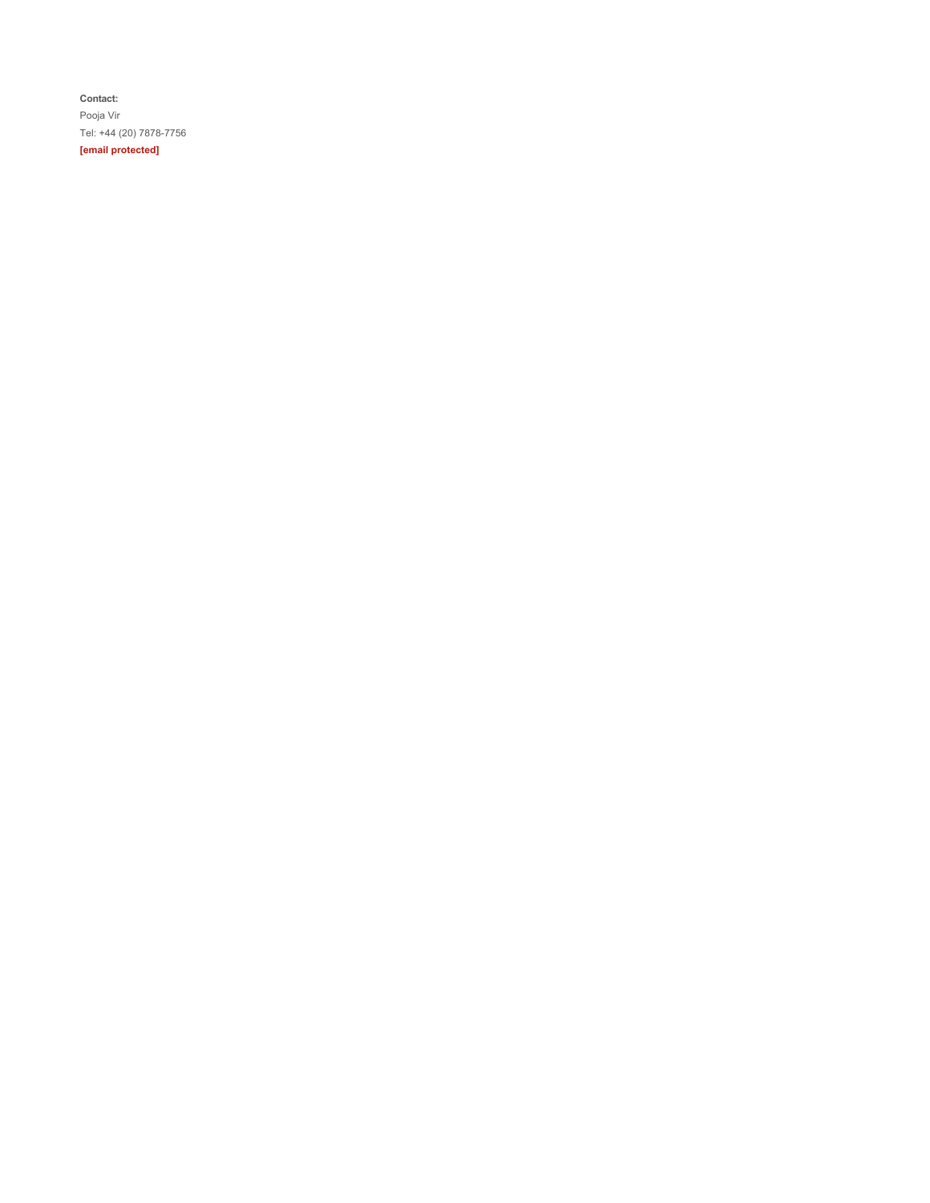**Contact:**

Pooja Vir

Tel: +44 (20) 7878-7756

**[email protected]**